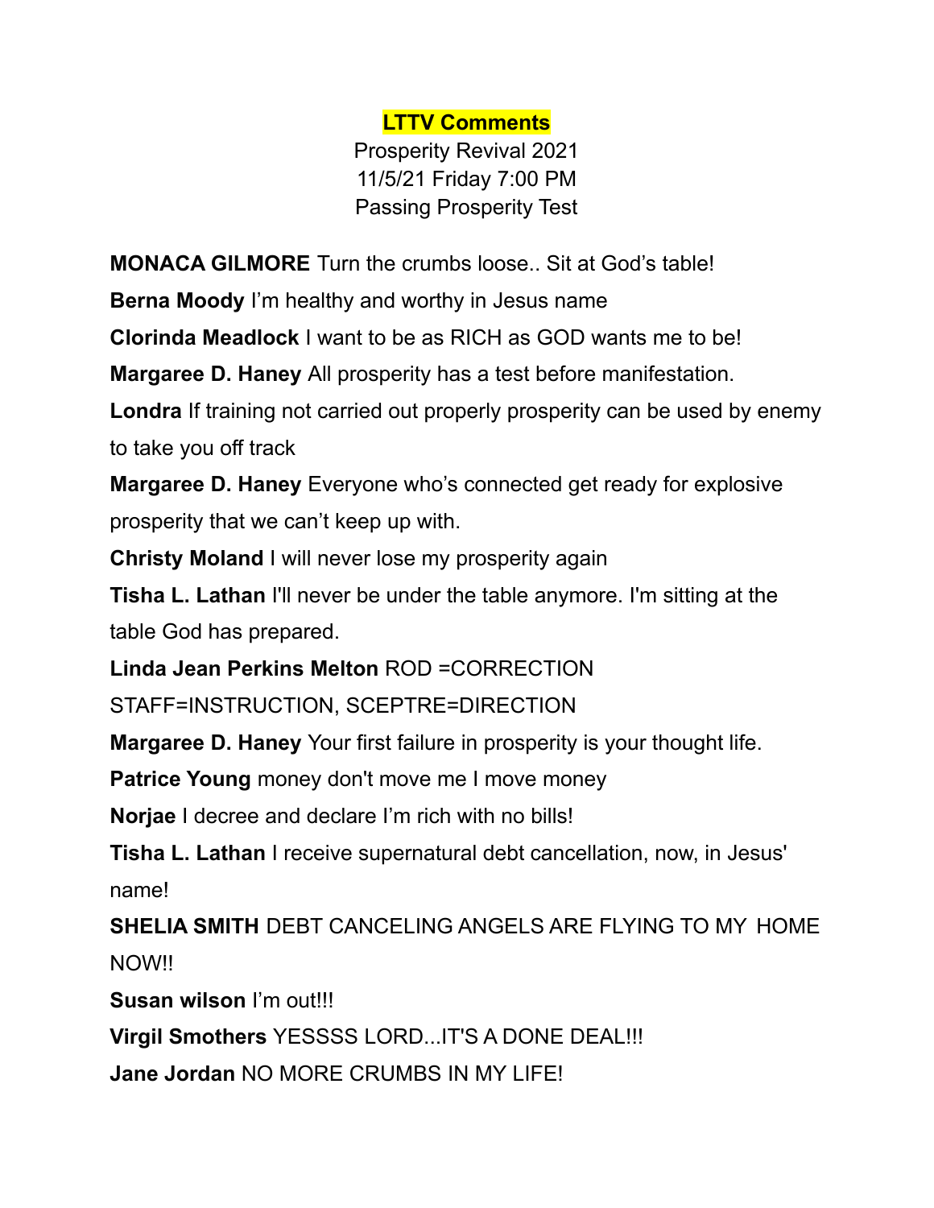**LTTV Comments**

Prosperity Revival 2021

11/5/21 Friday 7:00 PM

Passing Prosperity Test

**MONACA GILMORE** Turn the crumbs loose.. Sit at God's table!

**Berna Moody** I'm healthy and worthy in Jesus name

**Clorinda Meadlock** I want to be as RICH as GOD wants me to be!

**Margaree D. Haney** All prosperity has a test before manifestation.

**Londra** If training not carried out properly prosperity can be used by enemy to take you off track

**Margaree D. Haney** Everyone who's connected get ready for explosive prosperity that we can't keep up with.

**Christy Moland** I will never lose my prosperity again

**Tisha L. Lathan** I'll never be under the table anymore. I'm sitting at the table God has prepared.

**Linda Jean Perkins Melton** ROD =CORRECTION STAFF=INSTRUCTION, SCEPTRE=DIRECTION

**Margaree D. Haney** Your first failure in prosperity is your thought life.

**Patrice Young** money don't move me I move money

**Norjae** I decree and declare I'm rich with no bills!

**Tisha L. Lathan** I receive supernatural debt cancellation, now, in Jesus' name!

**SHELIA SMITH** DEBT CANCELING ANGELS ARE FLYING TO MY HOME NOW!!

**Susan wilson** I'm out!!!

**Virgil Smothers** YESSSS LORD...IT'S A DONE DEAL!!!

**Jane Jordan** NO MORE CRUMBS IN MY LIFE!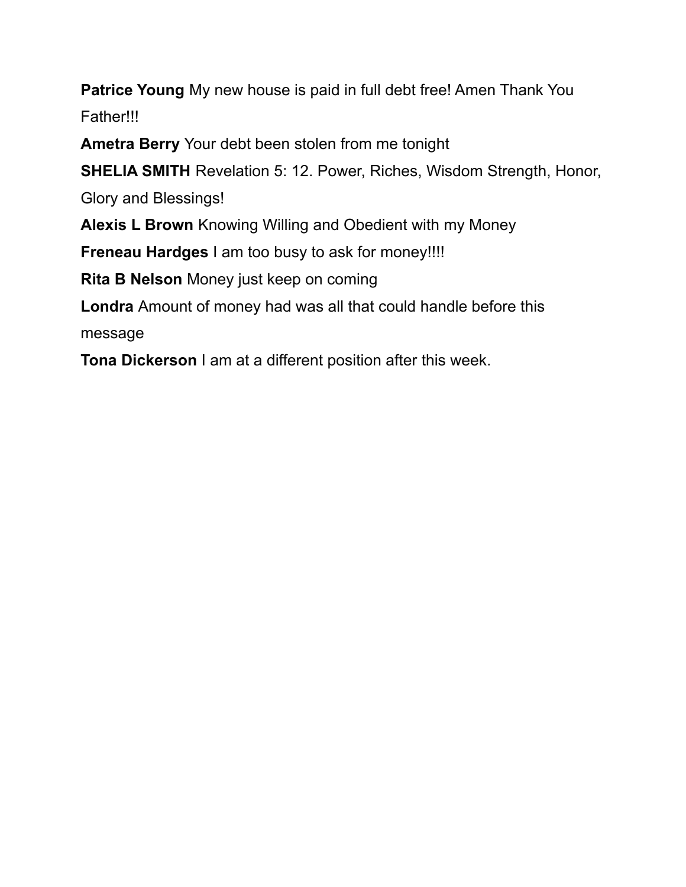**Patrice Young** My new house is paid in full debt free! Amen Thank You Father!!!

**Ametra Berry** Your debt been stolen from me tonight

**SHELIA SMITH** Revelation 5: 12. Power, Riches, Wisdom Strength, Honor, Glory and Blessings!

**Alexis L Brown** Knowing Willing and Obedient with my Money

**Freneau Hardges** I am too busy to ask for money!!!!

**Rita B Nelson** Money just keep on coming

**Londra** Amount of money had was all that could handle before this message

**Tona Dickerson** I am at a different position after this week.